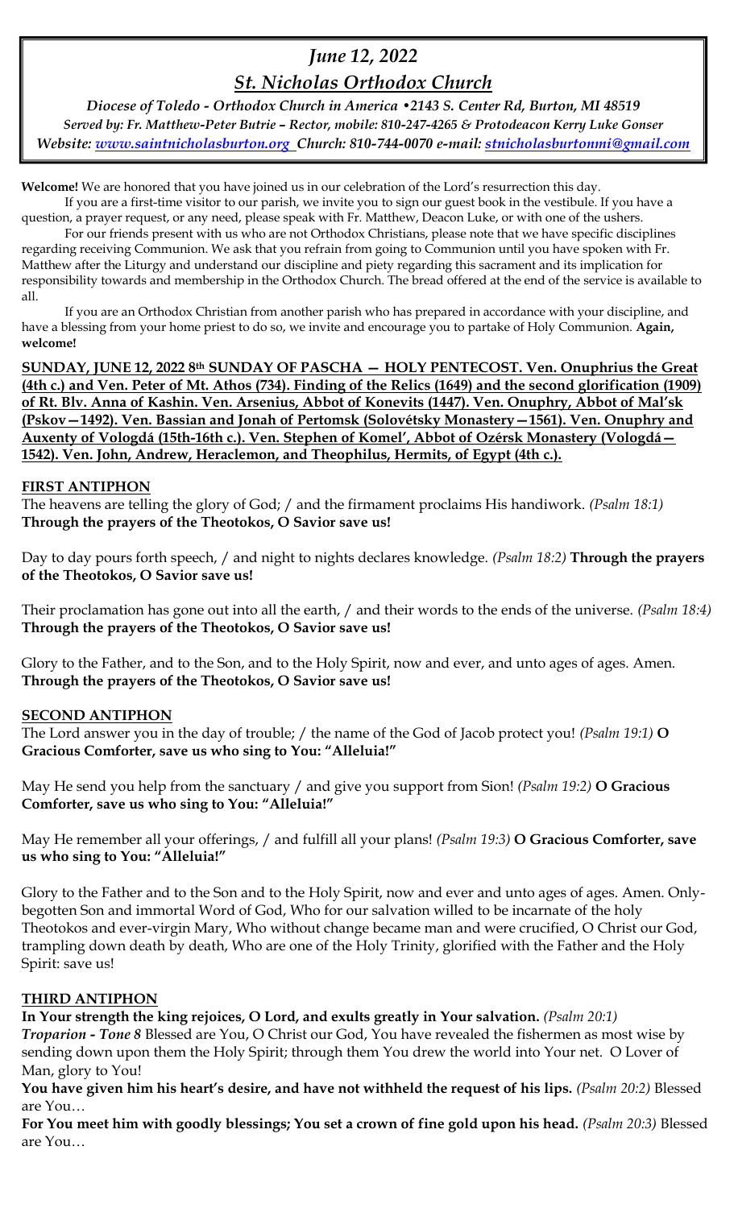# *June 12, 2022*

## *St. Nicholas Orthodox Church*

*Diocese of Toledo - Orthodox Church in America •2143 S. Center Rd, Burton, MI 48519*
*Served by: Fr. Matthew-Peter Butrie – Rector, mobile: 810-247-4265 & Protodeacon Kerry Luke Gonser*
*Website: www.saintnicholasburton.org Church: 810-744-0070 e-mail: stnicholasburtonmi@gmail.com*

**Welcome!** We are honored that you have joined us in our celebration of the Lord's resurrection this day.

If you are a first-time visitor to our parish, we invite you to sign our guest book in the vestibule. If you have a question, a prayer request, or any need, please speak with Fr. Matthew, Deacon Luke, or with one of the ushers.

For our friends present with us who are not Orthodox Christians, please note that we have specific disciplines regarding receiving Communion. We ask that you refrain from going to Communion until you have spoken with Fr. Matthew after the Liturgy and understand our discipline and piety regarding this sacrament and its implication for responsibility towards and membership in the Orthodox Church. The bread offered at the end of the service is available to all.

If you are an Orthodox Christian from another parish who has prepared in accordance with your discipline, and have a blessing from your home priest to do so, we invite and encourage you to partake of Holy Communion. **Again, welcome!**

**SUNDAY, JUNE 12, 2022 8th SUNDAY OF PASCHA — HOLY PENTECOST. Ven. Onuphrius the Great (4th c.) and Ven. Peter of Mt. Athos (734). Finding of the Relics (1649) and the second glorification (1909) of Rt. Blv. Anna of Kashin. Ven. Arsenius, Abbot of Konevits (1447). Ven. Onuphry, Abbot of Mal'sk (Pskov—1492). Ven. Bassian and Jonah of Pertomsk (Solovétsky Monastery—1561). Ven. Onuphry and Auxenty of Vologdá (15th-16th c.). Ven. Stephen of Komel', Abbot of Ozérsk Monastery (Vologdá—1542). Ven. John, Andrew, Heraclemon, and Theophilus, Hermits, of Egypt (4th c.).**

### FIRST ANTIPHON

The heavens are telling the glory of God; / and the firmament proclaims His handiwork. *(Psalm 18:1)* **Through the prayers of the Theotokos, O Savior save us!**

Day to day pours forth speech, / and night to nights declares knowledge. *(Psalm 18:2)* **Through the prayers of the Theotokos, O Savior save us!**

Their proclamation has gone out into all the earth, / and their words to the ends of the universe. *(Psalm 18:4)* **Through the prayers of the Theotokos, O Savior save us!**

Glory to the Father, and to the Son, and to the Holy Spirit, now and ever, and unto ages of ages. Amen. **Through the prayers of the Theotokos, O Savior save us!**

### SECOND ANTIPHON

The Lord answer you in the day of trouble; / the name of the God of Jacob protect you! *(Psalm 19:1)* **O Gracious Comforter, save us who sing to You: "Alleluia!"**

May He send you help from the sanctuary / and give you support from Sion! *(Psalm 19:2)* **O Gracious Comforter, save us who sing to You: "Alleluia!"**

May He remember all your offerings, / and fulfill all your plans! *(Psalm 19:3)* **O Gracious Comforter, save us who sing to You: "Alleluia!"**

Glory to the Father and to the Son and to the Holy Spirit, now and ever and unto ages of ages. Amen. Only-begotten Son and immortal Word of God, Who for our salvation willed to be incarnate of the holy Theotokos and ever-virgin Mary, Who without change became man and were crucified, O Christ our God, trampling down death by death, Who are one of the Holy Trinity, glorified with the Father and the Holy Spirit: save us!

### THIRD ANTIPHON

**In Your strength the king rejoices, O Lord, and exults greatly in Your salvation.** *(Psalm 20:1)*
***Troparion - Tone 8*** Blessed are You, O Christ our God, You have revealed the fishermen as most wise by sending down upon them the Holy Spirit; through them You drew the world into Your net. O Lover of Man, glory to You!

**You have given him his heart's desire, and have not withheld the request of his lips.** *(Psalm 20:2)* Blessed are You…

**For You meet him with goodly blessings; You set a crown of fine gold upon his head.** *(Psalm 20:3)* Blessed are You…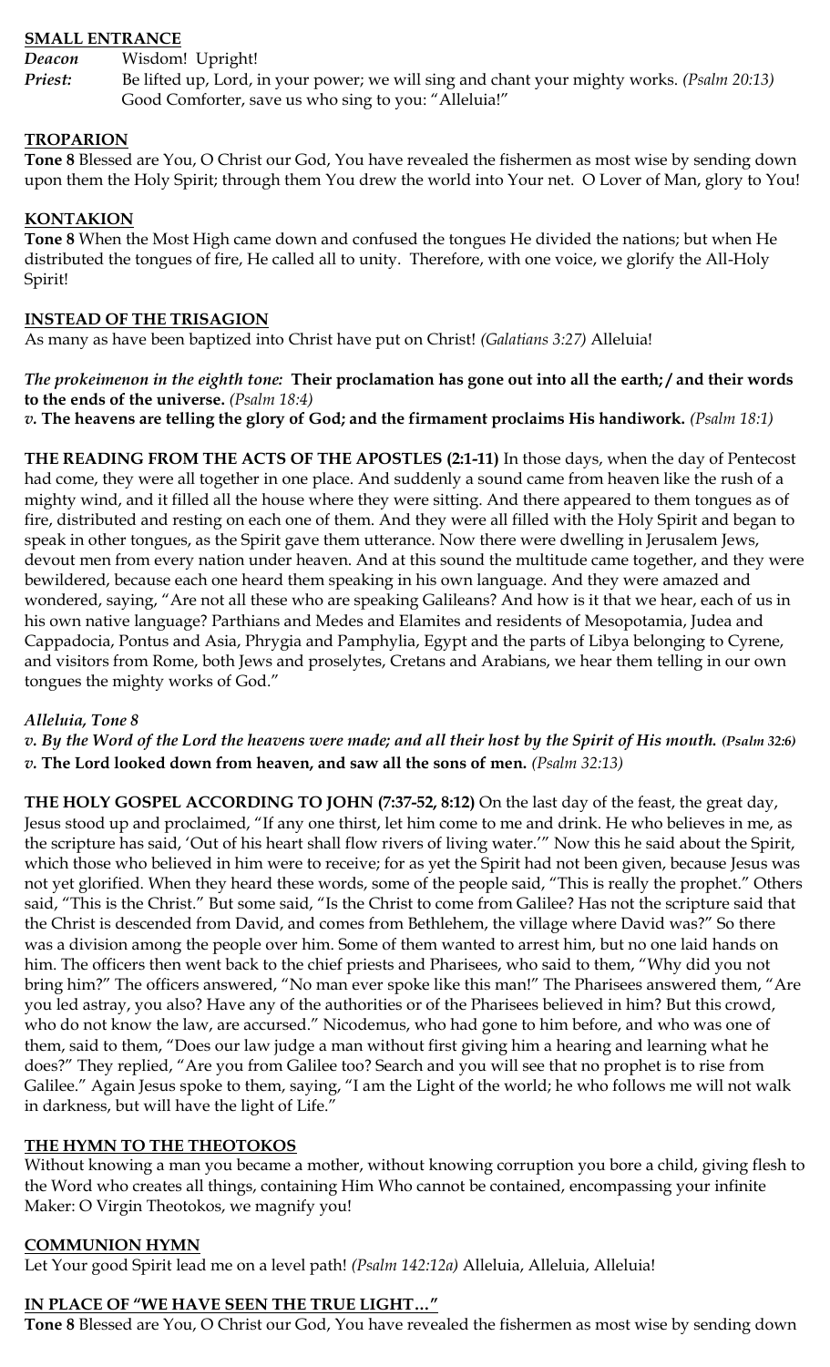**SMALL ENTRANCE**

*Deacon* Wisdom! Upright!

*Priest:* Be lifted up, Lord, in your power; we will sing and chant your mighty works. *(Psalm 20:13)* Good Comforter, save us who sing to you: "Alleluia!"

**TROPARION**

**Tone 8** Blessed are You, O Christ our God, You have revealed the fishermen as most wise by sending down upon them the Holy Spirit; through them You drew the world into Your net. O Lover of Man, glory to You!

**KONTAKION**

**Tone 8** When the Most High came down and confused the tongues He divided the nations; but when He distributed the tongues of fire, He called all to unity. Therefore, with one voice, we glorify the All-Holy Spirit!

**INSTEAD OF THE TRISAGION**

As many as have been baptized into Christ have put on Christ! *(Galatians 3:27)* Alleluia!

***The prokeimenon in the eighth tone:*** **Their proclamation has gone out into all the earth; / and their words to the ends of the universe.** *(Psalm 18:4)*

***v.*** **The heavens are telling the glory of God; and the firmament proclaims His handiwork.** *(Psalm 18:1)*

**THE READING FROM THE ACTS OF THE APOSTLES (2:1-11)** In those days, when the day of Pentecost had come, they were all together in one place. And suddenly a sound came from heaven like the rush of a mighty wind, and it filled all the house where they were sitting. And there appeared to them tongues as of fire, distributed and resting on each one of them. And they were all filled with the Holy Spirit and began to speak in other tongues, as the Spirit gave them utterance. Now there were dwelling in Jerusalem Jews, devout men from every nation under heaven. And at this sound the multitude came together, and they were bewildered, because each one heard them speaking in his own language. And they were amazed and wondered, saying, "Are not all these who are speaking Galileans? And how is it that we hear, each of us in his own native language? Parthians and Medes and Elamites and residents of Mesopotamia, Judea and Cappadocia, Pontus and Asia, Phrygia and Pamphylia, Egypt and the parts of Libya belonging to Cyrene, and visitors from Rome, both Jews and proselytes, Cretans and Arabians, we hear them telling in our own tongues the mighty works of God."

***Alleluia, Tone 8***

***v. By the Word of the Lord the heavens were made; and all their host by the Spirit of His mouth. (Psalm 32:6)***

***v.*** **The Lord looked down from heaven, and saw all the sons of men.** *(Psalm 32:13)*

**THE HOLY GOSPEL ACCORDING TO JOHN (7:37-52, 8:12)** On the last day of the feast, the great day, Jesus stood up and proclaimed, "If any one thirst, let him come to me and drink. He who believes in me, as the scripture has said, 'Out of his heart shall flow rivers of living water.'" Now this he said about the Spirit, which those who believed in him were to receive; for as yet the Spirit had not been given, because Jesus was not yet glorified. When they heard these words, some of the people said, "This is really the prophet." Others said, "This is the Christ." But some said, "Is the Christ to come from Galilee? Has not the scripture said that the Christ is descended from David, and comes from Bethlehem, the village where David was?" So there was a division among the people over him. Some of them wanted to arrest him, but no one laid hands on him. The officers then went back to the chief priests and Pharisees, who said to them, "Why did you not bring him?" The officers answered, "No man ever spoke like this man!" The Pharisees answered them, "Are you led astray, you also? Have any of the authorities or of the Pharisees believed in him? But this crowd, who do not know the law, are accursed." Nicodemus, who had gone to him before, and who was one of them, said to them, "Does our law judge a man without first giving him a hearing and learning what he does?" They replied, "Are you from Galilee too? Search and you will see that no prophet is to rise from Galilee." Again Jesus spoke to them, saying, "I am the Light of the world; he who follows me will not walk in darkness, but will have the light of Life."

**THE HYMN TO THE THEOTOKOS**

Without knowing a man you became a mother, without knowing corruption you bore a child, giving flesh to the Word who creates all things, containing Him Who cannot be contained, encompassing your infinite Maker: O Virgin Theotokos, we magnify you!

**COMMUNION HYMN**

Let Your good Spirit lead me on a level path! *(Psalm 142:12a)* Alleluia, Alleluia, Alleluia!

**IN PLACE OF "WE HAVE SEEN THE TRUE LIGHT…"**

**Tone 8** Blessed are You, O Christ our God, You have revealed the fishermen as most wise by sending down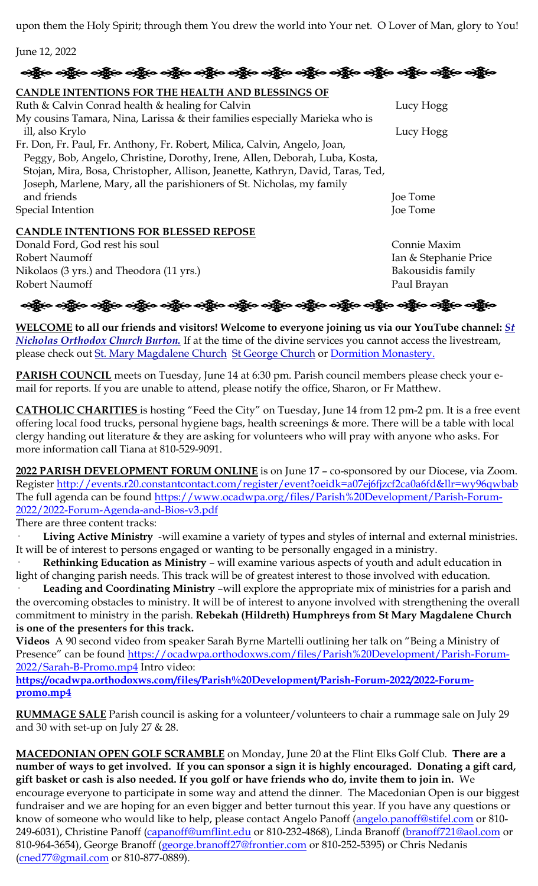upon them the Holy Spirit; through them You drew the world into Your net. O Lover of Man, glory to You!

June 12, 2022

**CANDLE INTENTIONS FOR THE HEALTH AND BLESSINGS OF**

| | |
|---|---|
| Ruth & Calvin Conrad health & healing for Calvin | Lucy Hogg |
| My cousins Tamara, Nina, Larissa & their families especially Marieka who is ill, also Krylo | Lucy Hogg |
| Fr. Don, Fr. Paul, Fr. Anthony, Fr. Robert, Milica, Calvin, Angelo, Joan, Peggy, Bob, Angelo, Christine, Dorothy, Irene, Allen, Deborah, Luba, Kosta, Stojan, Mira, Bosa, Christopher, Allison, Jeanette, Kathryn, David, Taras, Ted, Joseph, Marlene, Mary, all the parishioners of St. Nicholas, my family and friends | Joe Tome |
| Special Intention | Joe Tome |

**CANDLE INTENTIONS FOR BLESSED REPOSE**

| | |
|---|---|
| Donald Ford, God rest his soul | Connie Maxim |
| Robert Naumoff | Ian & Stephanie Price |
| Nikolaos (3 yrs.) and Theodora (11 yrs.) | Bakousidis family |
| Robert Naumoff | Paul Brayan |

**WELCOME to all our friends and visitors! Welcome to everyone joining us via our YouTube channel: *St Nicholas Orthodox Church Burton.*** If at the time of the divine services you cannot access the livestream, please check out St. Mary Magdalene Church St George Church or Dormition Monastery.

**PARISH COUNCIL** meets on Tuesday, June 14 at 6:30 pm. Parish council members please check your e-mail for reports. If you are unable to attend, please notify the office, Sharon, or Fr Matthew.

**CATHOLIC CHARITIES** is hosting "Feed the City" on Tuesday, June 14 from 12 pm-2 pm. It is a free event offering local food trucks, personal hygiene bags, health screenings & more. There will be a table with local clergy handing out literature & they are asking for volunteers who will pray with anyone who asks. For more information call Tiana at 810-529-9091.

**2022 PARISH DEVELOPMENT FORUM ONLINE** is on June 17 – co-sponsored by our Diocese, via Zoom. Register http://events.r20.constantcontact.com/register/event?oeidk=a07ej6fjzcf2ca0a6fd&llr=wy96qwbab The full agenda can be found https://www.ocadwpa.org/files/Parish%20Development/Parish-Forum-2022/2022-Forum-Agenda-and-Bios-v3.pdf

There are three content tracks:

- **Living Active Ministry** -will examine a variety of types and styles of internal and external ministries. It will be of interest to persons engaged or wanting to be personally engaged in a ministry.
- **Rethinking Education as Ministry** – will examine various aspects of youth and adult education in light of changing parish needs. This track will be of greatest interest to those involved with education.
- **Leading and Coordinating Ministry** –will explore the appropriate mix of ministries for a parish and the overcoming obstacles to ministry. It will be of interest to anyone involved with strengthening the overall commitment to ministry in the parish. **Rebekah (Hildreth) Humphreys from St Mary Magdalene Church is one of the presenters for this track.**

**Videos** A 90 second video from speaker Sarah Byrne Martelli outlining her talk on "Being a Ministry of Presence" can be found https://ocadwpa.orthodoxws.com/files/Parish%20Development/Parish-Forum-2022/Sarah-B-Promo.mp4 Intro video: **https://ocadwpa.orthodoxws.com/files/Parish%20Development/Parish-Forum-2022/2022-Forum-promo.mp4**

**RUMMAGE SALE** Parish council is asking for a volunteer/volunteers to chair a rummage sale on July 29 and 30 with set-up on July 27 & 28.

**MACEDONIAN OPEN GOLF SCRAMBLE** on Monday, June 20 at the Flint Elks Golf Club. **There are a number of ways to get involved. If you can sponsor a sign it is highly encouraged. Donating a gift card, gift basket or cash is also needed. If you golf or have friends who do, invite them to join in.** We encourage everyone to participate in some way and attend the dinner. The Macedonian Open is our biggest fundraiser and we are hoping for an even bigger and better turnout this year. If you have any questions or know of someone who would like to help, please contact Angelo Panoff (angelo.panoff@stifel.com or 810-249-6031), Christine Panoff (capanoff@umflint.edu or 810-232-4868), Linda Branoff (branoff721@aol.com or 810-964-3654), George Branoff (george.branoff27@frontier.com or 810-252-5395) or Chris Nedanis (cned77@gmail.com or 810-877-0889).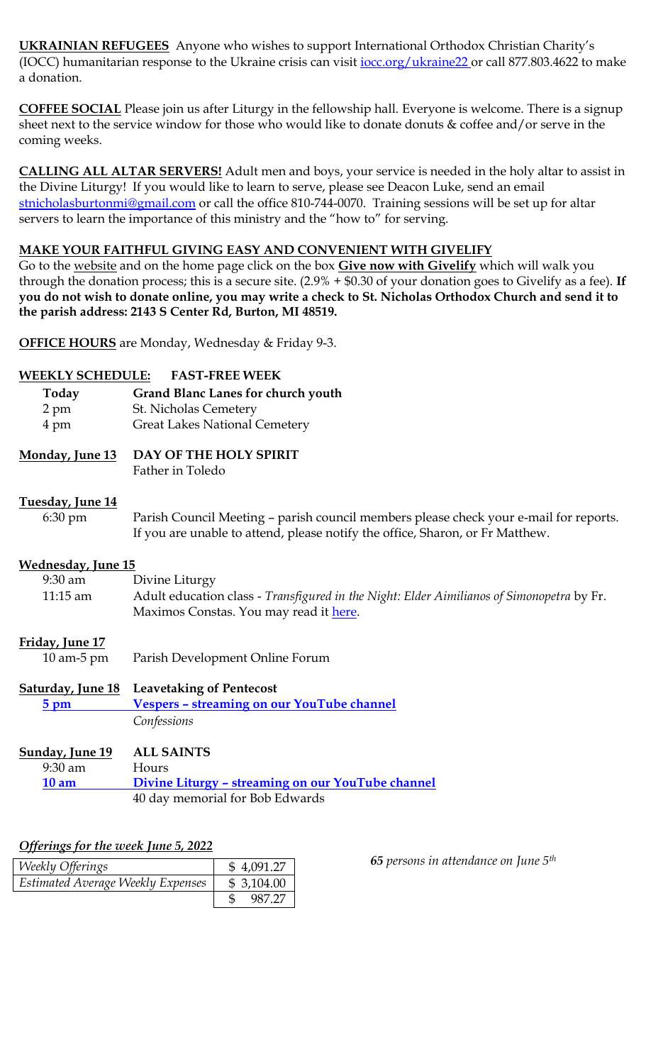**UKRAINIAN REFUGEES** Anyone who wishes to support International Orthodox Christian Charity's (IOCC) humanitarian response to the Ukraine crisis can visit iocc.org/ukraine22 or call 877.803.4622 to make a donation.

**COFFEE SOCIAL** Please join us after Liturgy in the fellowship hall. Everyone is welcome. There is a signup sheet next to the service window for those who would like to donate donuts & coffee and/or serve in the coming weeks.

**CALLING ALL ALTAR SERVERS!** Adult men and boys, your service is needed in the holy altar to assist in the Divine Liturgy! If you would like to learn to serve, please see Deacon Luke, send an email stnicholasburtonmi@gmail.com or call the office 810-744-0070. Training sessions will be set up for altar servers to learn the importance of this ministry and the "how to" for serving.

**MAKE YOUR FAITHFUL GIVING EASY AND CONVENIENT WITH GIVELIFY**

Go to the website and on the home page click on the box **Give now with Givelify** which will walk you through the donation process; this is a secure site. (2.9% + $0.30 of your donation goes to Givelify as a fee). **If you do not wish to donate online, you may write a check to St. Nicholas Orthodox Church and send it to the parish address: 2143 S Center Rd, Burton, MI 48519.**

**OFFICE HOURS** are Monday, Wednesday & Friday 9-3.

**WEEKLY SCHEDULE: FAST-FREE WEEK**

| | |
|---|---|
| **Today** | **Grand Blanc Lanes for church youth** |
| 2 pm | St. Nicholas Cemetery |
| 4 pm | Great Lakes National Cemetery |

**Monday, June 13** — **DAY OF THE HOLY SPIRIT**
Father in Toledo

**Tuesday, June 14**

| | |
|---|---|
| 6:30 pm | Parish Council Meeting – parish council members please check your e-mail for reports. If you are unable to attend, please notify the office, Sharon, or Fr Matthew. |

**Wednesday, June 15**

| | |
|---|---|
| 9:30 am | Divine Liturgy |
| 11:15 am | Adult education class - *Transfigured in the Night: Elder Aimilianos of Simonopetra* by Fr. Maximos Constas. You may read it here. |

**Friday, June 17**

| | |
|---|---|
| 10 am-5 pm | Parish Development Online Forum |

**Saturday, June 18** — **Leavetaking of Pentecost**

| | |
|---|---|
| **5 pm** | **Vespers – streaming on our YouTube channel** |
| | *Confessions* |

**Sunday, June 19** — **ALL SAINTS**

| | |
|---|---|
| 9:30 am | Hours |
| **10 am** | **Divine Liturgy – streaming on our YouTube channel** |
| | 40 day memorial for Bob Edwards |

***Offerings for the week June 5, 2022***

| | |
|---|---|
| *Weekly Offerings* | $ 4,091.27 |
| *Estimated Average Weekly Expenses* | $ 3,104.00 |
| | $ 987.27 |

***65** persons in attendance on June 5th*